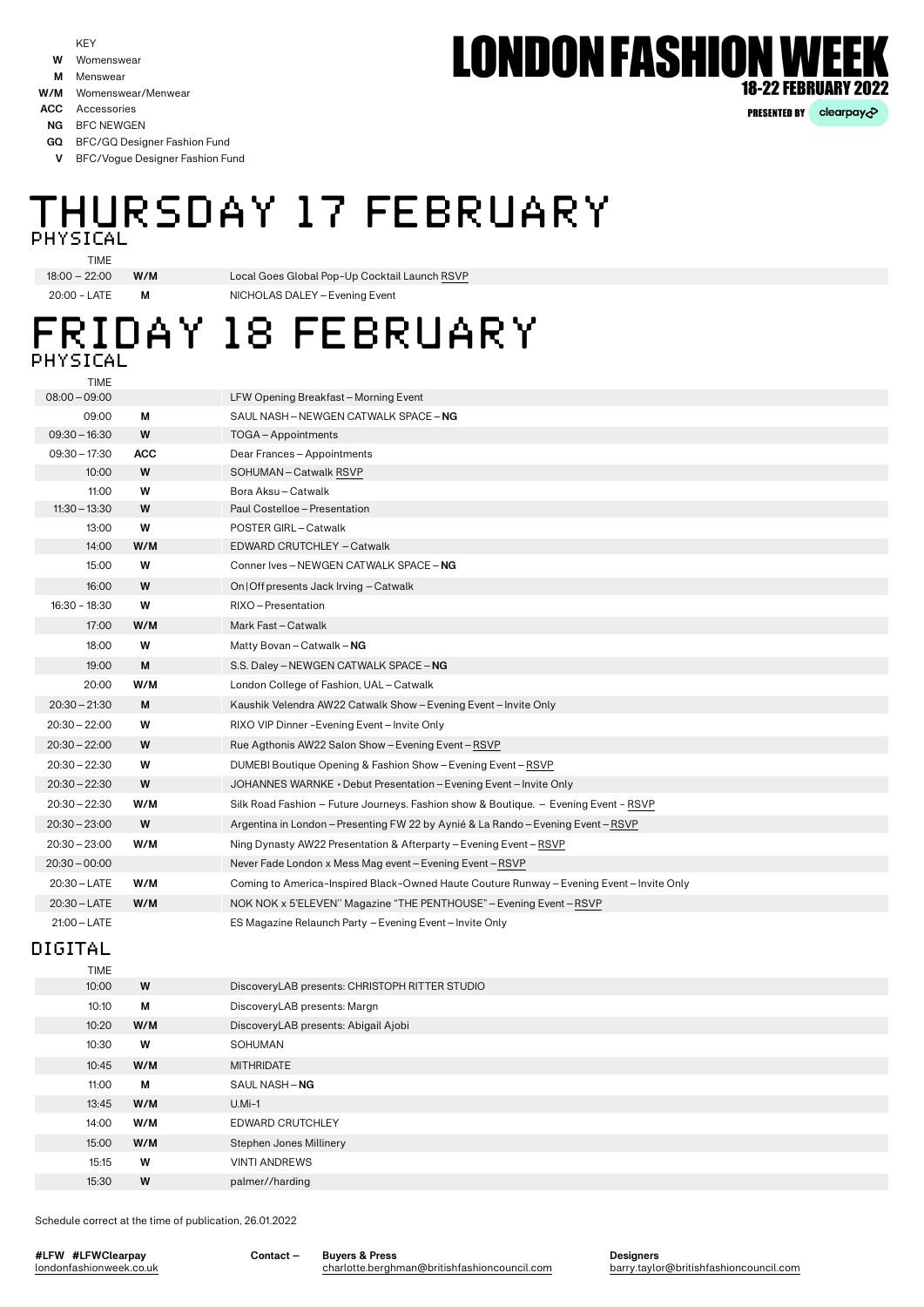KEY

| | |
|---|---|
| W | Womenswear |
| M | Menswear |
| W/M | Womenswear/Menwear |
| ACC | Accessories |
| NG | BFC NEWGEN |
| GQ | BFC/GQ Designer Fashion Fund |
| V | BFC/Vogue Designer Fashion Fund |

# LONDON FASHION WEEK

**18-22 FEBRUARY 2022**

PRESENTED BY clearpay

# THURSDAY 17 FEBRUARY

## PHYSICAL

| TIME | | |
|---|---|---|
| 18:00 – 22:00 | W/M | Local Goes Global Pop-Up Cocktail Launch RSVP |
| 20:00 - LATE | M | NICHOLAS DALEY – Evening Event |

# FRIDAY 18 FEBRUARY

## PHYSICAL

| TIME | | |
|---|---|---|
| 08:00 – 09:00 | | LFW Opening Breakfast – Morning Event |
| 09:00 | M | SAUL NASH – NEWGEN CATWALK SPACE – **NG** |
| 09:30 – 16:30 | W | TOGA – Appointments |
| 09:30 – 17:30 | ACC | Dear Frances – Appointments |
| 10:00 | W | SOHUMAN – Catwalk RSVP |
| 11:00 | W | Bora Aksu – Catwalk |
| 11:30 – 13:30 | W | Paul Costelloe – Presentation |
| 13:00 | W | POSTER GIRL – Catwalk |
| 14:00 | W/M | EDWARD CRUTCHLEY – Catwalk |
| 15:00 | W | Conner Ives – NEWGEN CATWALK SPACE – **NG** |
| 16:00 | W | On\|Off presents Jack Irving – Catwalk |
| 16:30 - 18:30 | W | RIXO – Presentation |
| 17:00 | W/M | Mark Fast – Catwalk |
| 18:00 | W | Matty Bovan – Catwalk – **NG** |
| 19:00 | M | S.S. Daley – NEWGEN CATWALK SPACE – **NG** |
| 20:00 | W/M | London College of Fashion, UAL – Catwalk |
| 20:30 – 21:30 | M | Kaushik Velendra AW22 Catwalk Show – Evening Event – Invite Only |
| 20:30 – 22:00 | W | RIXO VIP Dinner -Evening Event – Invite Only |
| 20:30 – 22:00 | W | Rue Agthonis AW22 Salon Show – Evening Event – RSVP |
| 20:30 – 22:30 | W | DUMEBI Boutique Opening & Fashion Show – Evening Event – RSVP |
| 20:30 – 22:30 | W | JOHANNES WARNKE • Debut Presentation – Evening Event – Invite Only |
| 20:30 – 22:30 | W/M | Silk Road Fashion – Future Journeys. Fashion show & Boutique. – Evening Event - RSVP |
| 20:30 – 23:00 | W | Argentina in London – Presenting FW 22 by Aynié & La Rando – Evening Event – RSVP |
| 20:30 – 23:00 | W/M | Ning Dynasty AW22 Presentation & Afterparty – Evening Event – RSVP |
| 20:30 – 00:00 | | Never Fade London x Mess Mag event – Evening Event – RSVP |
| 20:30 – LATE | W/M | Coming to America-Inspired Black-Owned Haute Couture Runway – Evening Event – Invite Only |
| 20:30 – LATE | W/M | NOK NOK x 5'ELEVEN" Magazine "THE PENTHOUSE" – Evening Event – RSVP |
| 21:00 – LATE | | ES Magazine Relaunch Party – Evening Event – Invite Only |

## DIGITAL

| TIME | | |
|---|---|---|
| 10:00 | W | DiscoveryLAB presents: CHRISTOPH RITTER STUDIO |
| 10:10 | M | DiscoveryLAB presents: Margn |
| 10:20 | W/M | DiscoveryLAB presents: Abigail Ajobi |
| 10:30 | W | SOHUMAN |
| 10:45 | W/M | MITHRIDATE |
| 11:00 | M | SAUL NASH – **NG** |
| 13:45 | W/M | U.Mi-1 |
| 14:00 | W/M | EDWARD CRUTCHLEY |
| 15:00 | W/M | Stephen Jones Millinery |
| 15:15 | W | VINTI ANDREWS |
| 15:30 | W | palmer//harding |

Schedule correct at the time of publication, 26.01.2022

**#LFW #LFWClearpay**
londonfashionweek.co.uk

**Contact –**

**Buyers & Press**
charlotte.berghman@britishfashioncouncil.com

**Designers**
barry.taylor@britishfashioncouncil.com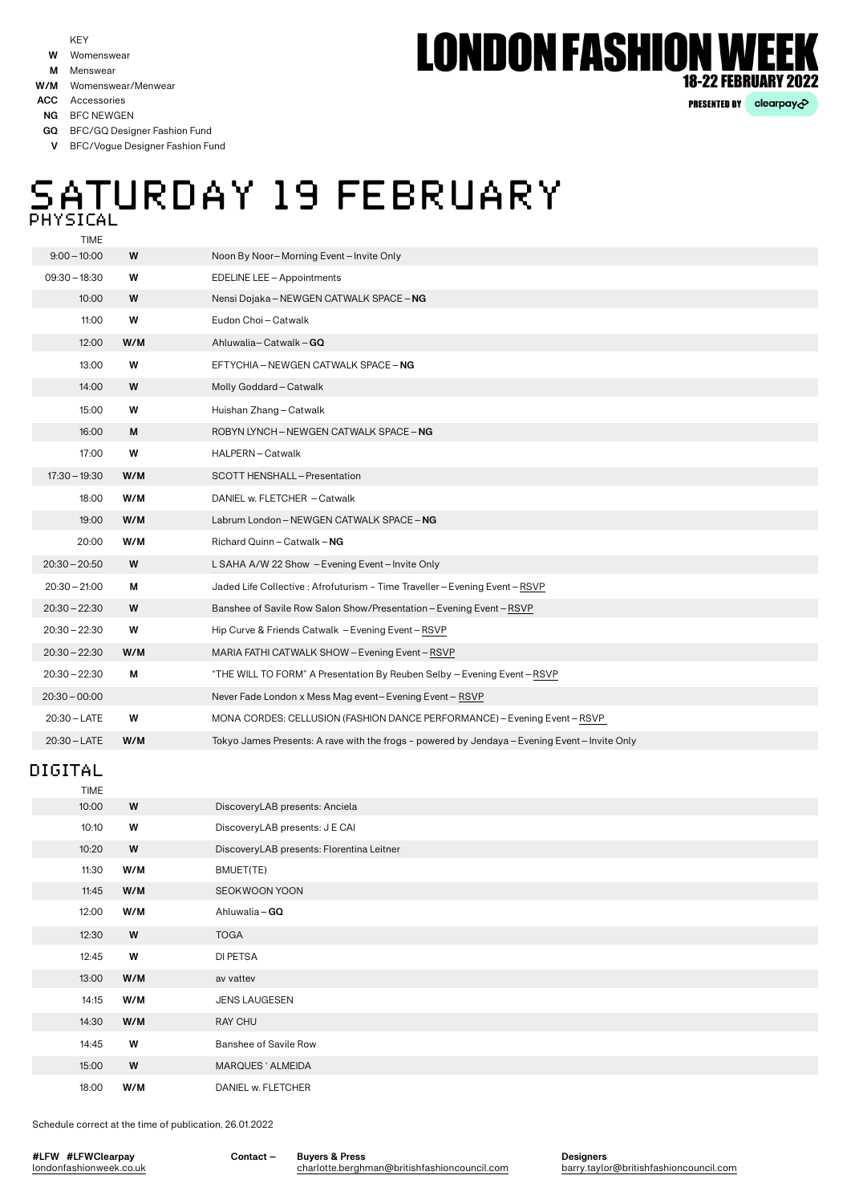KEY

- **W** Womenswear
- **M** Menswear
- **W/M** Womenswear/Menwear
- **ACC** Accessories
- **NG** BFC NEWGEN
- **GQ** BFC/GQ Designer Fashion Fund
- **V** BFC/Vogue Designer Fashion Fund

# LONDON FASHION WEEK

**18-22 FEBRUARY 2022**

PRESENTED BY clearpay

# SATURDAY 19 FEBRUARY

## PHYSICAL

| TIME | | |
|---|---|---|
| 9:00 – 10:00 | W | Noon By Noor – Morning Event – Invite Only |
| 09:30 – 18:30 | W | EDELINE LEE – Appointments |
| 10:00 | W | Nensi Dojaka – NEWGEN CATWALK SPACE – **NG** |
| 11:00 | W | Eudon Choi – Catwalk |
| 12:00 | W/M | Ahluwalia – Catwalk – **GQ** |
| 13:00 | W | EFTYCHIA – NEWGEN CATWALK SPACE – **NG** |
| 14:00 | W | Molly Goddard – Catwalk |
| 15:00 | W | Huishan Zhang – Catwalk |
| 16:00 | M | ROBYN LYNCH – NEWGEN CATWALK SPACE – **NG** |
| 17:00 | W | HALPERN – Catwalk |
| 17:30 – 19:30 | W/M | SCOTT HENSHALL – Presentation |
| 18:00 | W/M | DANIEL w. FLETCHER – Catwalk |
| 19:00 | W/M | Labrum London – NEWGEN CATWALK SPACE – **NG** |
| 20:00 | W/M | Richard Quinn – Catwalk – **NG** |
| 20:30 – 20:50 | W | L SAHA A/W 22 Show – Evening Event – Invite Only |
| 20:30 – 21:00 | M | Jaded Life Collective : Afrofuturism - Time Traveller – Evening Event – RSVP |
| 20:30 – 22:30 | W | Banshee of Savile Row Salon Show/Presentation – Evening Event – RSVP |
| 20:30 – 22:30 | W | Hip Curve & Friends Catwalk – Evening Event – RSVP |
| 20:30 – 22:30 | W/M | MARIA FATHI CATWALK SHOW – Evening Event – RSVP |
| 20:30 – 22:30 | M | "THE WILL TO FORM" A Presentation By Reuben Selby – Evening Event – RSVP |
| 20:30 – 00:00 | | Never Fade London x Mess Mag event – Evening Event – RSVP |
| 20:30 – LATE | W | MONA CORDES: CELLUSION (FASHION DANCE PERFORMANCE) – Evening Event – RSVP |
| 20:30 – LATE | W/M | Tokyo James Presents: A rave with the frogs - powered by Jendaya – Evening Event – Invite Only |

## DIGITAL

| TIME | | |
|---|---|---|
| 10:00 | W | DiscoveryLAB presents: Anciela |
| 10:10 | W | DiscoveryLAB presents: J E CAI |
| 10:20 | W | DiscoveryLAB presents: Florentina Leitner |
| 11:30 | W/M | BMUET(TE) |
| 11:45 | W/M | SEOKWOON YOON |
| 12:00 | W/M | Ahluwalia – **GQ** |
| 12:30 | W | TOGA |
| 12:45 | W | DI PETSA |
| 13:00 | W/M | av vattev |
| 14:15 | W/M | JENS LAUGESEN |
| 14:30 | W/M | RAY CHU |
| 14:45 | W | Banshee of Savile Row |
| 15:00 | W | MARQUES ' ALMEIDA |
| 18:00 | W/M | DANIEL w. FLETCHER |

Schedule correct at the time of publication, 26.01.2022

**#LFW #LFWClearpay**
londonfashionweek.co.uk

**Contact –** **Buyers & Press**
charlotte.berghman@britishfashioncouncil.com

**Designers**
barry.taylor@britishfashioncouncil.com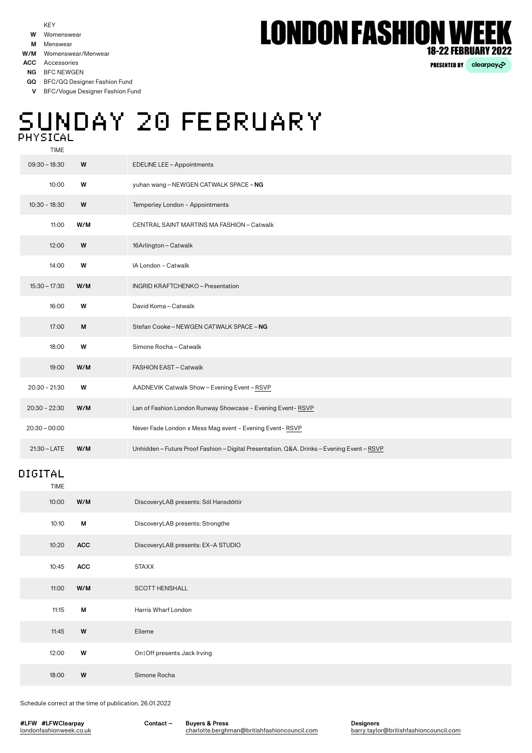KEY

- **W** Womenswear
- **M** Menswear
- **W/M** Womenswear/Menwear
- **ACC** Accessories
- **NG** BFC NEWGEN
- **GQ** BFC/GQ Designer Fashion Fund
- **V** BFC/Vogue Designer Fashion Fund

# LONDON FASHION WEEK

**18-22 FEBRUARY 2022**

PRESENTED BY clearpay

# SUNDAY 20 FEBRUARY

## PHYSICAL

| TIME | | |
|---|---|---|
| 09:30 – 18:30 | W | EDELINE LEE – Appointments |
| 10:00 | W | yuhan wang – NEWGEN CATWALK SPACE – **NG** |
| 10:30 - 18:30 | W | Temperley London - Appointments |
| 11:00 | W/M | CENTRAL SAINT MARTINS MA FASHION – Catwalk |
| 12:00 | W | 16Arlington – Catwalk |
| 14:00 | W | IA London - Catwalk |
| 15:30 – 17:30 | W/M | INGRID KRAFTCHENKO – Presentation |
| 16:00 | W | David Koma – Catwalk |
| 17:00 | M | Stefan Cooke – NEWGEN CATWALK SPACE – **NG** |
| 18:00 | W | Simone Rocha – Catwalk |
| 19:00 | W/M | FASHION EAST – Catwalk |
| 20:30 - 21:30 | W | AADNEVIK Catwalk Show – Evening Event – RSVP |
| 20:30 - 22:30 | W/M | Lan of Fashion London Runway Showcase - Evening Event- RSVP |
| 20:30 – 00:00 | | Never Fade London x Mess Mag event - Evening Event- RSVP |
| 21:30 – LATE | W/M | Unhidden – Future Proof Fashion – Digital Presentation, Q&A, Drinks – Evening Event – RSVP |

## DIGITAL

| TIME | | |
|---|---|---|
| 10:00 | W/M | DiscoveryLAB presents: Sól Hansdóttir |
| 10:10 | M | DiscoveryLAB presents: Strongthe |
| 10:20 | ACC | DiscoveryLAB presents: EX-A STUDIO |
| 10:45 | ACC | STAXX |
| 11:00 | W/M | SCOTT HENSHALL |
| 11:15 | M | Harris Wharf London |
| 11:45 | W | Elleme |
| 12:00 | W | On\|Off presents Jack Irving |
| 18:00 | W | Simone Rocha |

Schedule correct at the time of publication, 26.01.2022

#LFW #LFWClearpay
londonfashionweek.co.uk

Contact –

**Buyers & Press**
charlotte.berghman@britishfashioncouncil.com

**Designers**
barry.taylor@britishfashioncouncil.com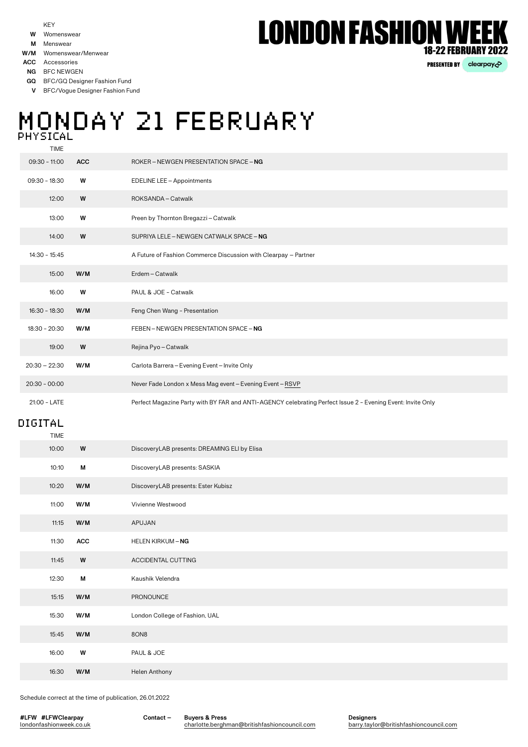KEY

**W** Womenswear
**M** Menswear
**W/M** Womenswear/Menwear
**ACC** Accessories
**NG** BFC NEWGEN
**GQ** BFC/GQ Designer Fashion Fund
**V** BFC/Vogue Designer Fashion Fund

# LONDON FASHION WEEK

**18-22 FEBRUARY 2022**

**PRESENTED BY** clearpay

# MONDAY 21 FEBRUARY

## PHYSICAL

| TIME | | |
|---|---|---|
| 09:30 – 11:00 | **ACC** | ROKER – NEWGEN PRESENTATION SPACE – **NG** |
| 09:30 - 18:30 | **W** | EDELINE LEE – Appointments |
| 12:00 | **W** | ROKSANDA – Catwalk |
| 13:00 | **W** | Preen by Thornton Bregazzi – Catwalk |
| 14:00 | **W** | SUPRIYA LELE – NEWGEN CATWALK SPACE – **NG** |
| 14:30 - 15:45 | | A Future of Fashion Commerce Discussion with Clearpay – Partner |
| 15:00 | **W/M** | Erdem – Catwalk |
| 16:00 | **W** | PAUL & JOE - Catwalk |
| 16:30 - 18:30 | **W/M** | Feng Chen Wang - Presentation |
| 18:30 - 20:30 | **W/M** | FEBEN – NEWGEN PRESENTATION SPACE – **NG** |
| 19:00 | **W** | Rejina Pyo – Catwalk |
| 20:30 – 22:30 | **W/M** | Carlota Barrera – Evening Event – Invite Only |
| 20:30 - 00:00 | | Never Fade London x Mess Mag event – Evening Event – RSVP |
| 21:00 - LATE | | Perfect Magazine Party with BY FAR and ANTI–AGENCY celebrating Perfect Issue 2 - Evening Event: Invite Only |

## DIGITAL

| TIME | | |
|---|---|---|
| 10:00 | **W** | DiscoveryLAB presents: DREAMING ELI by Elisa |
| 10:10 | **M** | DiscoveryLAB presents: SASKIA |
| 10:20 | **W/M** | DiscoveryLAB presents: Ester Kubisz |
| 11:00 | **W/M** | Vivienne Westwood |
| 11:15 | **W/M** | APUJAN |
| 11:30 | **ACC** | HELEN KIRKUM – **NG** |
| 11:45 | **W** | ACCIDENTAL CUTTING |
| 12:30 | **M** | Kaushik Velendra |
| 15:15 | **W/M** | PRONOUNCE |
| 15:30 | **W/M** | London College of Fashion, UAL |
| 15:45 | **W/M** | 8ON8 |
| 16:00 | **W** | PAUL & JOE |
| 16:30 | **W/M** | Helen Anthony |

Schedule correct at the time of publication, 26.01.2022

**#LFW #LFWClearpay**
londonfashionweek.co.uk

**Contact –**

**Buyers & Press**
charlotte.berghman@britishfashioncouncil.com

**Designers**
barry.taylor@britishfashioncouncil.com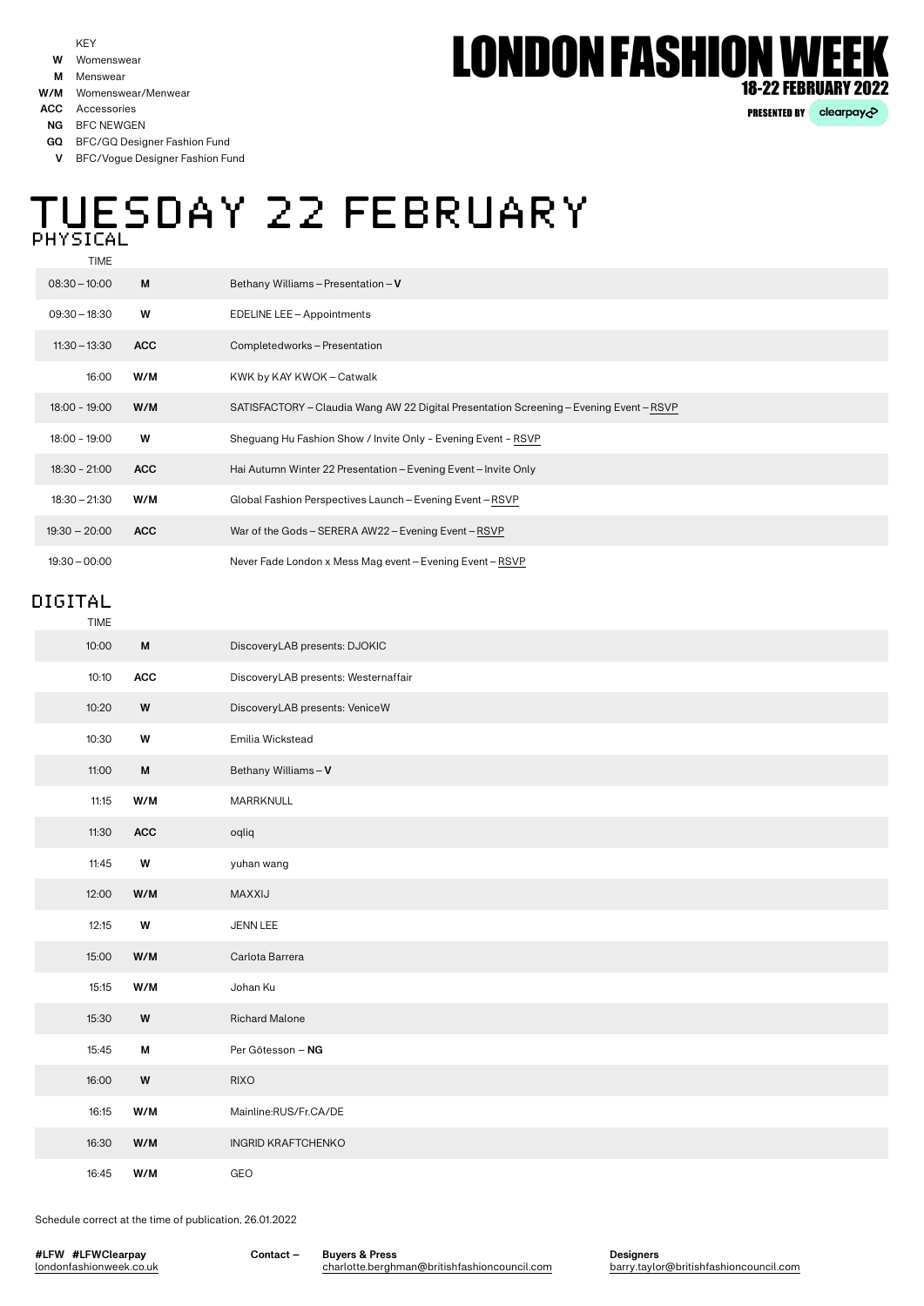KEY

| | |
|---|---|
| W | Womenswear |
| M | Menswear |
| W/M | Womenswear/Menwear |
| ACC | Accessories |
| NG | BFC NEWGEN |
| GQ | BFC/GQ Designer Fashion Fund |
| V | BFC/Vogue Designer Fashion Fund |

# LONDON FASHION WEEK

**18-22 FEBRUARY 2022**

**PRESENTED BY** clearpay

# TUESDAY 22 FEBRUARY

## PHYSICAL

| TIME | | |
|---|---|---|
| 08:30 – 10:00 | **M** | Bethany Williams – Presentation – **V** |
| 09:30 – 18:30 | **W** | EDELINE LEE – Appointments |
| 11:30 – 13:30 | **ACC** | Completedworks – Presentation |
| 16:00 | **W/M** | KWK by KAY KWOK – Catwalk |
| 18:00 - 19:00 | **W/M** | SATISFACTORY – Claudia Wang AW 22 Digital Presentation Screening – Evening Event – RSVP |
| 18:00 - 19:00 | **W** | Sheguang Hu Fashion Show / Invite Only - Evening Event - RSVP |
| 18:30 - 21:00 | **ACC** | Hai Autumn Winter 22 Presentation – Evening Event – Invite Only |
| 18:30 – 21:30 | **W/M** | Global Fashion Perspectives Launch – Evening Event – RSVP |
| 19:30 – 20:00 | **ACC** | War of the Gods – SERERA AW22 – Evening Event – RSVP |
| 19:30 – 00:00 | | Never Fade London x Mess Mag event – Evening Event – RSVP |

## DIGITAL

| TIME | | |
|---|---|---|
| 10:00 | **M** | DiscoveryLAB presents: DJOKIC |
| 10:10 | **ACC** | DiscoveryLAB presents: Westernaffair |
| 10:20 | **W** | DiscoveryLAB presents: VeniceW |
| 10:30 | **W** | Emilia Wickstead |
| 11:00 | **M** | Bethany Williams – **V** |
| 11:15 | **W/M** | MARRKNULL |
| 11:30 | **ACC** | oqliq |
| 11:45 | **W** | yuhan wang |
| 12:00 | **W/M** | MAXXIJ |
| 12:15 | **W** | JENN LEE |
| 15:00 | **W/M** | Carlota Barrera |
| 15:15 | **W/M** | Johan Ku |
| 15:30 | **W** | Richard Malone |
| 15:45 | **M** | Per Götesson – **NG** |
| 16:00 | **W** | RIXO |
| 16:15 | **W/M** | Mainline:RUS/Fr.CA/DE |
| 16:30 | **W/M** | INGRID KRAFTCHENKO |
| 16:45 | **W/M** | GEO |

Schedule correct at the time of publication, 26.01.2022

**#LFW #LFWClearpay**
londonfashionweek.co.uk

**Contact –**

**Buyers & Press**
charlotte.berghman@britishfashioncouncil.com

**Designers**
barry.taylor@britishfashioncouncil.com